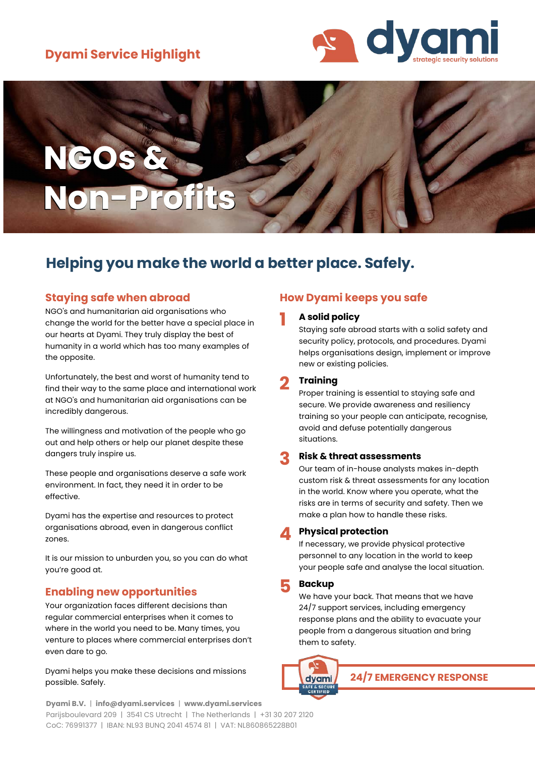Dyami Service Highlight

dyami
strategic security solutions

# NGOs & Non-Profits

## Helping you make the world a better place. Safely.

### Staying safe when abroad

NGO's and humanitarian aid organisations who change the world for the better have a special place in our hearts at Dyami. They truly display the best of humanity in a world which has too many examples of the opposite.

Unfortunately, the best and worst of humanity tend to find their way to the same place and international work at NGO's and humanitarian aid organisations can be incredibly dangerous.

The willingness and motivation of the people who go out and help others or help our planet despite these dangers truly inspire us.

These people and organisations deserve a safe work environment. In fact, they need it in order to be effective.

Dyami has the expertise and resources to protect organisations abroad, even in dangerous conflict zones.

It is our mission to unburden you, so you can do what you're good at.

### Enabling new opportunities

Your organization faces different decisions than regular commercial enterprises when it comes to where in the world you need to be. Many times, you venture to places where commercial enterprises don't even dare to go.

Dyami helps you make these decisions and missions possible. Safely.

### How Dyami keeps you safe

1. **A solid policy**
   Staying safe abroad starts with a solid safety and security policy, protocols, and procedures. Dyami helps organisations design, implement or improve new or existing policies.

2. **Training**
   Proper training is essential to staying safe and secure. We provide awareness and resiliency training so your people can anticipate, recognise, avoid and defuse potentially dangerous situations.

3. **Risk & threat assessments**
   Our team of in-house analysts makes in-depth custom risk & threat assessments for any location in the world. Know where you operate, what the risks are in terms of security and safety. Then we make a plan how to handle these risks.

4. **Physical protection**
   If necessary, we provide physical protective personnel to any location in the world to keep your people safe and analyse the local situation.

5. **Backup**
   We have your back. That means that we have 24/7 support services, including emergency response plans and the ability to evacuate your people from a dangerous situation and bring them to safety.

dyami SAFE & SECURE CERTIFIED

**24/7 EMERGENCY RESPONSE**

**Dyami B.V.** | **info@dyami.services** | **www.dyami.services**
Parijsboulevard 209 | 3541 CS Utrecht | The Netherlands | +31 30 207 2120
CoC: 76991377 | IBAN: NL93 BUNQ 2041 4574 81 | VAT: NL860865228B01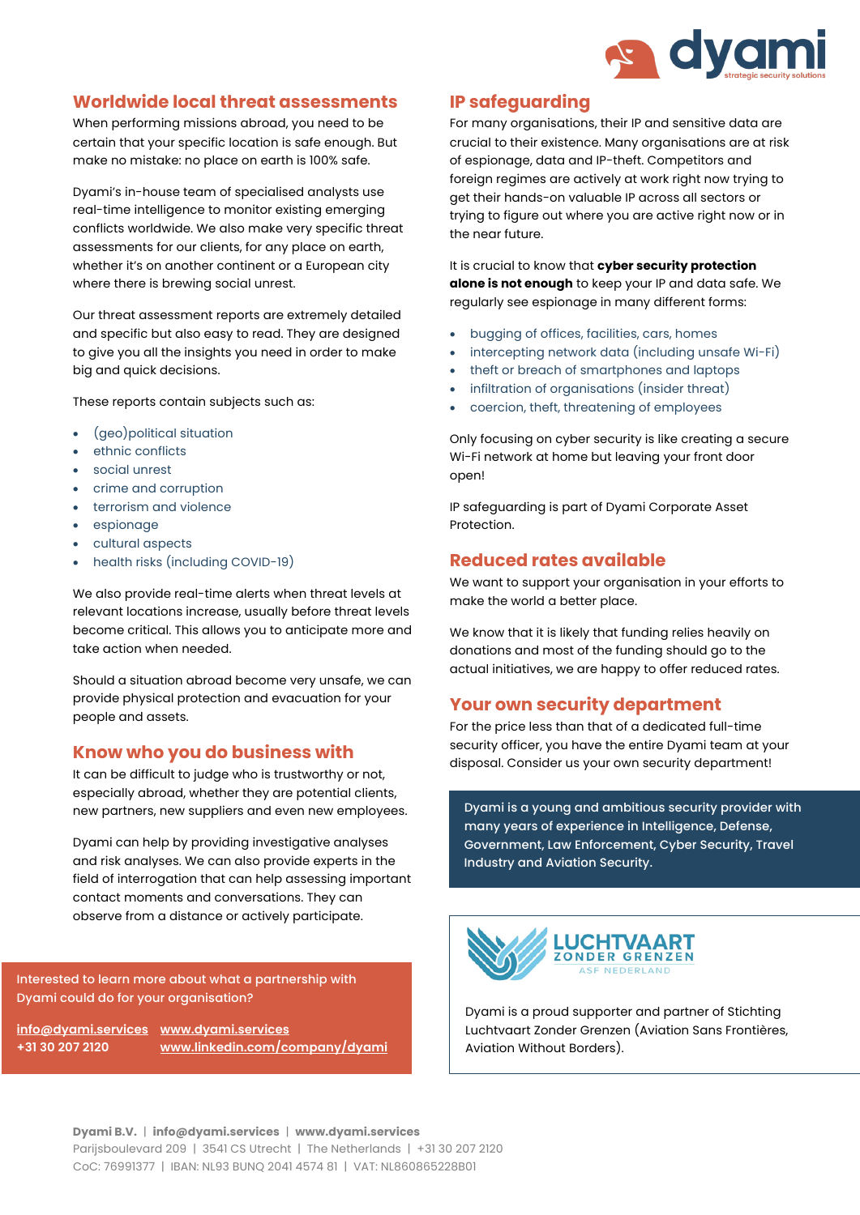## Worldwide local threat assessments

When performing missions abroad, you need to be certain that your specific location is safe enough. But make no mistake: no place on earth is 100% safe.

Dyami's in-house team of specialised analysts use real-time intelligence to monitor existing emerging conflicts worldwide. We also make very specific threat assessments for our clients, for any place on earth, whether it's on another continent or a European city where there is brewing social unrest.

Our threat assessment reports are extremely detailed and specific but also easy to read. They are designed to give you all the insights you need in order to make big and quick decisions.

These reports contain subjects such as:

- (geo)political situation
- ethnic conflicts
- social unrest
- crime and corruption
- terrorism and violence
- espionage
- cultural aspects
- health risks (including COVID-19)

We also provide real-time alerts when threat levels at relevant locations increase, usually before threat levels become critical. This allows you to anticipate more and take action when needed.

Should a situation abroad become very unsafe, we can provide physical protection and evacuation for your people and assets.

## Know who you do business with

It can be difficult to judge who is trustworthy or not, especially abroad, whether they are potential clients, new partners, new suppliers and even new employees.

Dyami can help by providing investigative analyses and risk analyses. We can also provide experts in the field of interrogation that can help assessing important contact moments and conversations. They can observe from a distance or actively participate.

Interested to learn more about what a partnership with Dyami could do for your organisation?

info@dyami.services www.dyami.services
+31 30 207 2120 www.linkedin.com/company/dyami

## IP safeguarding

For many organisations, their IP and sensitive data are crucial to their existence. Many organisations are at risk of espionage, data and IP-theft. Competitors and foreign regimes are actively at work right now trying to get their hands-on valuable IP across all sectors or trying to figure out where you are active right now or in the near future.

It is crucial to know that **cyber security protection alone is not enough** to keep your IP and data safe. We regularly see espionage in many different forms:

- bugging of offices, facilities, cars, homes
- intercepting network data (including unsafe Wi-Fi)
- theft or breach of smartphones and laptops
- infiltration of organisations (insider threat)
- coercion, theft, threatening of employees

Only focusing on cyber security is like creating a secure Wi-Fi network at home but leaving your front door open!

IP safeguarding is part of Dyami Corporate Asset Protection.

## Reduced rates available

We want to support your organisation in your efforts to make the world a better place.

We know that it is likely that funding relies heavily on donations and most of the funding should go to the actual initiatives, we are happy to offer reduced rates.

## Your own security department

For the price less than that of a dedicated full-time security officer, you have the entire Dyami team at your disposal. Consider us your own security department!

Dyami is a young and ambitious security provider with many years of experience in Intelligence, Defense, Government, Law Enforcement, Cyber Security, Travel Industry and Aviation Security.

LUCHTVAART ZONDER GRENZEN
ASF NEDERLAND

Dyami is a proud supporter and partner of Stichting Luchtvaart Zonder Grenzen (Aviation Sans Frontières, Aviation Without Borders).

**Dyami B.V.** | **info@dyami.services** | **www.dyami.services**
Parijsboulevard 209 | 3541 CS Utrecht | The Netherlands | +31 30 207 2120
CoC: 76991377 | IBAN: NL93 BUNQ 2041 4574 81 | VAT: NL860865228B01